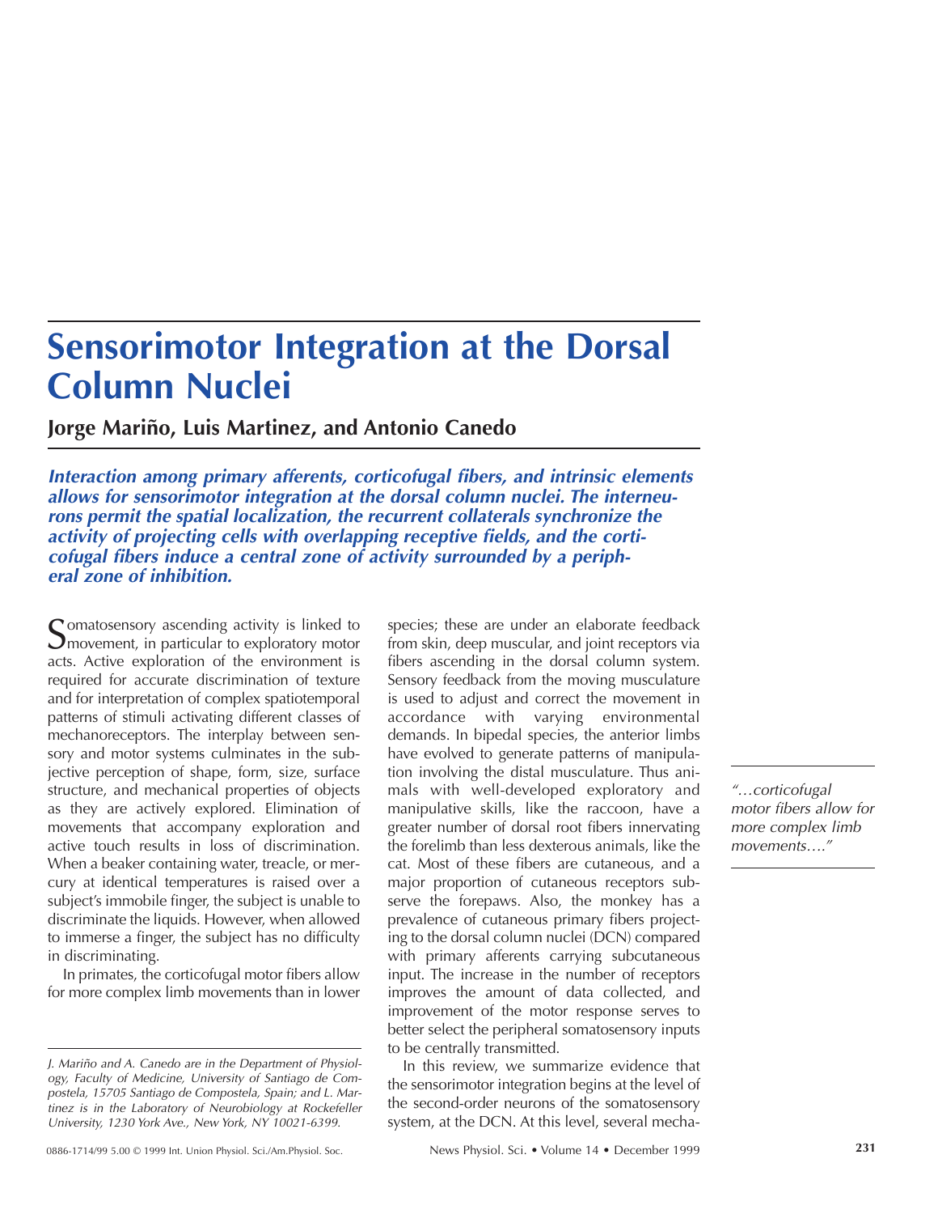# Sensorimotor Integration at the Dorsal Column Nuclei

**Jorge Mariño, Luis Martinez, and Antonio Canedo**

***Interaction among primary afferents, corticofugal fibers, and intrinsic elements allows for sensorimotor integration at the dorsal column nuclei. The interneurons permit the spatial localization, the recurrent collaterals synchronize the activity of projecting cells with overlapping receptive fields, and the corticofugal fibers induce a central zone of activity surrounded by a peripheral zone of inhibition.***

Somatosensory ascending activity is linked to movement, in particular to exploratory motor acts. Active exploration of the environment is required for accurate discrimination of texture and for interpretation of complex spatiotemporal patterns of stimuli activating different classes of mechanoreceptors. The interplay between sensory and motor systems culminates in the subjective perception of shape, form, size, surface structure, and mechanical properties of objects as they are actively explored. Elimination of movements that accompany exploration and active touch results in loss of discrimination. When a beaker containing water, treacle, or mercury at identical temperatures is raised over a subject's immobile finger, the subject is unable to discriminate the liquids. However, when allowed to immerse a finger, the subject has no difficulty in discriminating.

In primates, the corticofugal motor fibers allow for more complex limb movements than in lower species; these are under an elaborate feedback from skin, deep muscular, and joint receptors via fibers ascending in the dorsal column system. Sensory feedback from the moving musculature is used to adjust and correct the movement in accordance with varying environmental demands. In bipedal species, the anterior limbs have evolved to generate patterns of manipulation involving the distal musculature. Thus animals with well-developed exploratory and manipulative skills, like the raccoon, have a greater number of dorsal root fibers innervating the forelimb than less dexterous animals, like the cat. Most of these fibers are cutaneous, and a major proportion of cutaneous receptors subserve the forepaws. Also, the monkey has a prevalence of cutaneous primary fibers projecting to the dorsal column nuclei (DCN) compared with primary afferents carrying subcutaneous input. The increase in the number of receptors improves the amount of data collected, and improvement of the motor response serves to better select the peripheral somatosensory inputs to be centrally transmitted.

*"…corticofugal motor fibers allow for more complex limb movements…."*

In this review, we summarize evidence that the sensorimotor integration begins at the level of the second-order neurons of the somatosensory system, at the DCN. At this level, several mecha-

*J. Mariño and A. Canedo are in the Department of Physiology, Faculty of Medicine, University of Santiago de Compostela, 15705 Santiago de Compostela, Spain; and L. Martinez is in the Laboratory of Neurobiology at Rockefeller University, 1230 York Ave., New York, NY 10021-6399.*

0886-1714/99 5.00 © 1999 Int. Union Physiol. Sci./Am.Physiol. Soc.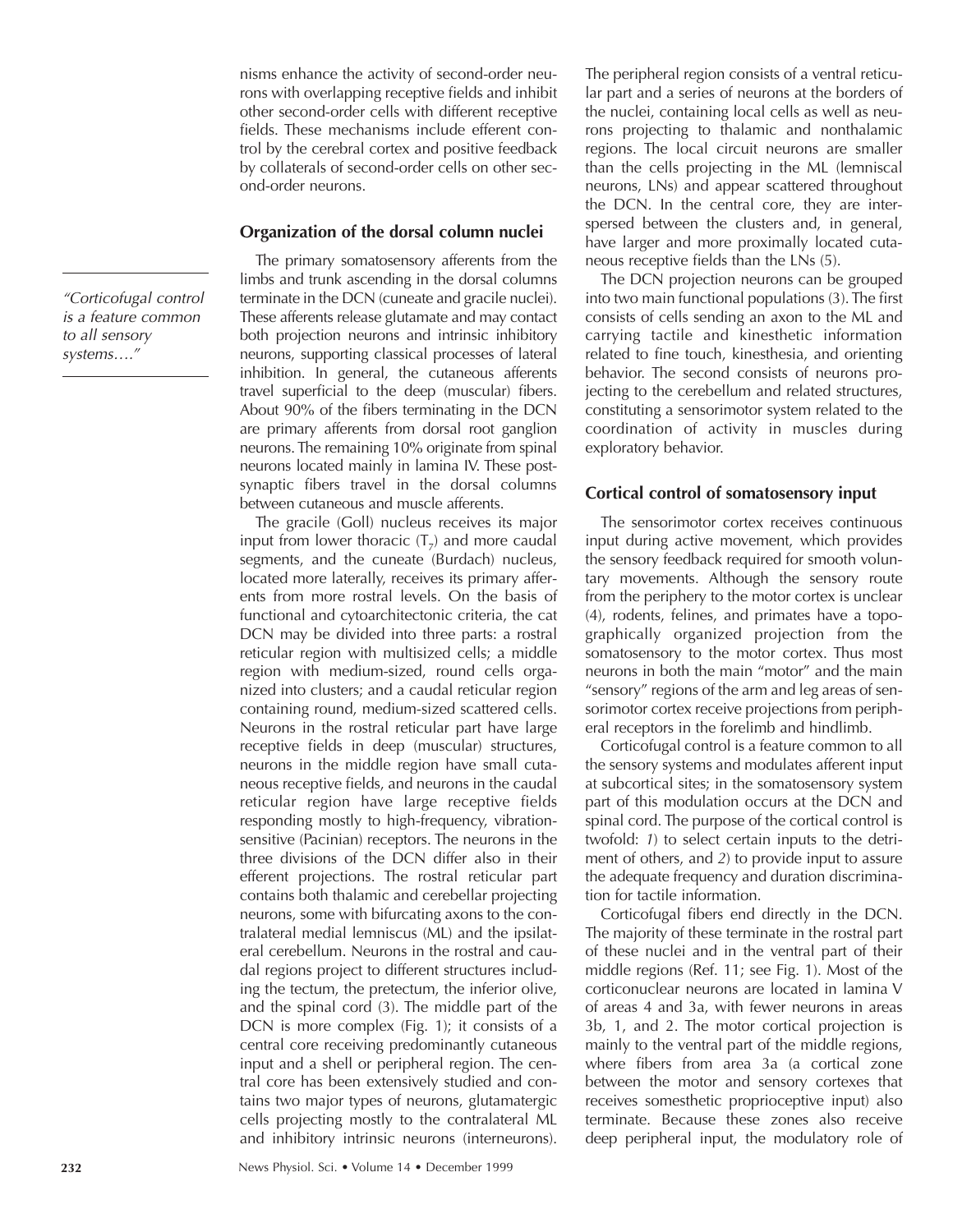nisms enhance the activity of second-order neurons with overlapping receptive fields and inhibit other second-order cells with different receptive fields. These mechanisms include efferent control by the cerebral cortex and positive feedback by collaterals of second-order cells on other second-order neurons.

## Organization of the dorsal column nuclei

The primary somatosensory afferents from the limbs and trunk ascending in the dorsal columns terminate in the DCN (cuneate and gracile nuclei). These afferents release glutamate and may contact both projection neurons and intrinsic inhibitory neurons, supporting classical processes of lateral inhibition. In general, the cutaneous afferents travel superficial to the deep (muscular) fibers. About 90% of the fibers terminating in the DCN are primary afferents from dorsal root ganglion neurons. The remaining 10% originate from spinal neurons located mainly in lamina IV. These postsynaptic fibers travel in the dorsal columns between cutaneous and muscle afferents.

> *"Corticofugal control is a feature common to all sensory systems…."*

The gracile (Goll) nucleus receives its major input from lower thoracic ($T_7$) and more caudal segments, and the cuneate (Burdach) nucleus, located more laterally, receives its primary afferents from more rostral levels. On the basis of functional and cytoarchitectonic criteria, the cat DCN may be divided into three parts: a rostral reticular region with multisized cells; a middle region with medium-sized, round cells organized into clusters; and a caudal reticular region containing round, medium-sized scattered cells. Neurons in the rostral reticular part have large receptive fields in deep (muscular) structures, neurons in the middle region have small cutaneous receptive fields, and neurons in the caudal reticular region have large receptive fields responding mostly to high-frequency, vibration-sensitive (Pacinian) receptors. The neurons in the three divisions of the DCN differ also in their efferent projections. The rostral reticular part contains both thalamic and cerebellar projecting neurons, some with bifurcating axons to the contralateral medial lemniscus (ML) and the ipsilateral cerebellum. Neurons in the rostral and caudal regions project to different structures including the tectum, the pretectum, the inferior olive, and the spinal cord (3). The middle part of the DCN is more complex (Fig. 1); it consists of a central core receiving predominantly cutaneous input and a shell or peripheral region. The central core has been extensively studied and contains two major types of neurons, glutamatergic cells projecting mostly to the contralateral ML and inhibitory intrinsic neurons (interneurons). The peripheral region consists of a ventral reticular part and a series of neurons at the borders of the nuclei, containing local cells as well as neurons projecting to thalamic and nonthalamic regions. The local circuit neurons are smaller than the cells projecting in the ML (lemniscal neurons, LNs) and appear scattered throughout the DCN. In the central core, they are interspersed between the clusters and, in general, have larger and more proximally located cutaneous receptive fields than the LNs (5).

The DCN projection neurons can be grouped into two main functional populations (3). The first consists of cells sending an axon to the ML and carrying tactile and kinesthetic information related to fine touch, kinesthesia, and orienting behavior. The second consists of neurons projecting to the cerebellum and related structures, constituting a sensorimotor system related to the coordination of activity in muscles during exploratory behavior.

## Cortical control of somatosensory input

The sensorimotor cortex receives continuous input during active movement, which provides the sensory feedback required for smooth voluntary movements. Although the sensory route from the periphery to the motor cortex is unclear (4), rodents, felines, and primates have a topographically organized projection from the somatosensory to the motor cortex. Thus most neurons in both the main "motor" and the main "sensory" regions of the arm and leg areas of sensorimotor cortex receive projections from peripheral receptors in the forelimb and hindlimb.

Corticofugal control is a feature common to all the sensory systems and modulates afferent input at subcortical sites; in the somatosensory system part of this modulation occurs at the DCN and spinal cord. The purpose of the cortical control is twofold: *1*) to select certain inputs to the detriment of others, and *2*) to provide input to assure the adequate frequency and duration discrimination for tactile information.

Corticofugal fibers end directly in the DCN. The majority of these terminate in the rostral part of these nuclei and in the ventral part of their middle regions (Ref. 11; see Fig. 1). Most of the corticonuclear neurons are located in lamina V of areas 4 and 3a, with fewer neurons in areas 3b, 1, and 2. The motor cortical projection is mainly to the ventral part of the middle regions, where fibers from area 3a (a cortical zone between the motor and sensory cortexes that receives somesthetic proprioceptive input) also terminate. Because these zones also receive deep peripheral input, the modulatory role of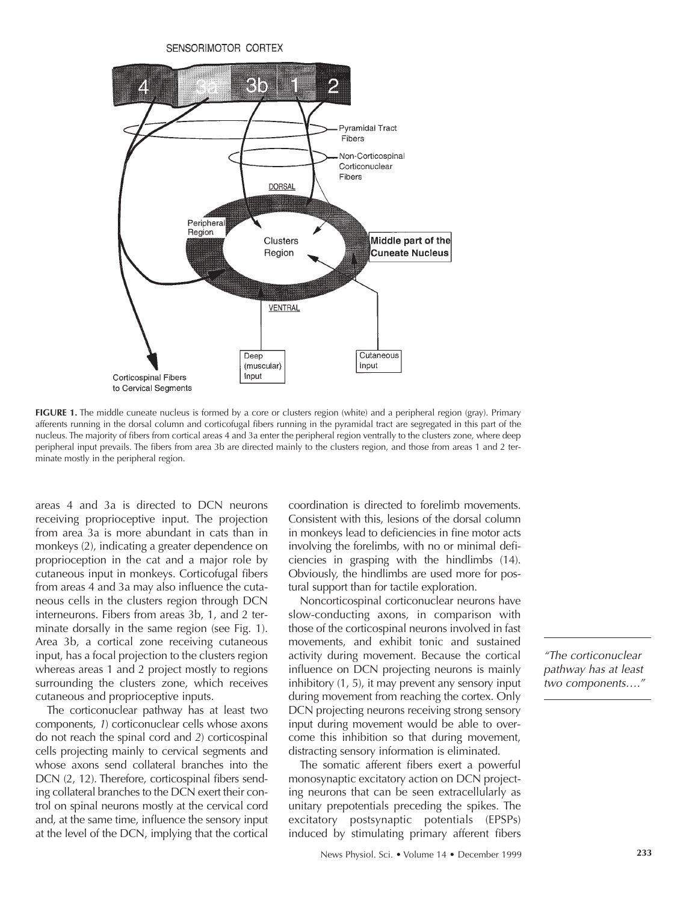**FIGURE 1.** The middle cuneate nucleus is formed by a core or clusters region (white) and a peripheral region (gray). Primary afferents running in the dorsal column and corticofugal fibers running in the pyramidal tract are segregated in this part of the nucleus. The majority of fibers from cortical areas 4 and 3a enter the peripheral region ventrally to the clusters zone, where deep peripheral input prevails. The fibers from area 3b are directed mainly to the clusters region, and those from areas 1 and 2 terminate mostly in the peripheral region.

areas 4 and 3a is directed to DCN neurons receiving proprioceptive input. The projection from area 3a is more abundant in cats than in monkeys (2), indicating a greater dependence on proprioception in the cat and a major role by cutaneous input in monkeys. Corticofugal fibers from areas 4 and 3a may also influence the cutaneous cells in the clusters region through DCN interneurons. Fibers from areas 3b, 1, and 2 terminate dorsally in the same region (see Fig. 1). Area 3b, a cortical zone receiving cutaneous input, has a focal projection to the clusters region whereas areas 1 and 2 project mostly to regions surrounding the clusters zone, which receives cutaneous and proprioceptive inputs.

The corticonuclear pathway has at least two components, *1*) corticonuclear cells whose axons do not reach the spinal cord and *2*) corticospinal cells projecting mainly to cervical segments and whose axons send collateral branches into the DCN (2, 12). Therefore, corticospinal fibers sending collateral branches to the DCN exert their control on spinal neurons mostly at the cervical cord and, at the same time, influence the sensory input at the level of the DCN, implying that the cortical coordination is directed to forelimb movements. Consistent with this, lesions of the dorsal column in monkeys lead to deficiencies in fine motor acts involving the forelimbs, with no or minimal deficiencies in grasping with the hindlimbs (14). Obviously, the hindlimbs are used more for postural support than for tactile exploration.

Noncorticospinal corticonuclear neurons have slow-conducting axons, in comparison with those of the corticospinal neurons involved in fast movements, and exhibit tonic and sustained activity during movement. Because the cortical influence on DCN projecting neurons is mainly inhibitory (1, 5), it may prevent any sensory input during movement from reaching the cortex. Only DCN projecting neurons receiving strong sensory input during movement would be able to overcome this inhibition so that during movement, distracting sensory information is eliminated.

*"The corticonuclear pathway has at least two components…."*

The somatic afferent fibers exert a powerful monosynaptic excitatory action on DCN projecting neurons that can be seen extracellularly as unitary prepotentials preceding the spikes. The excitatory postsynaptic potentials (EPSPs) induced by stimulating primary afferent fibers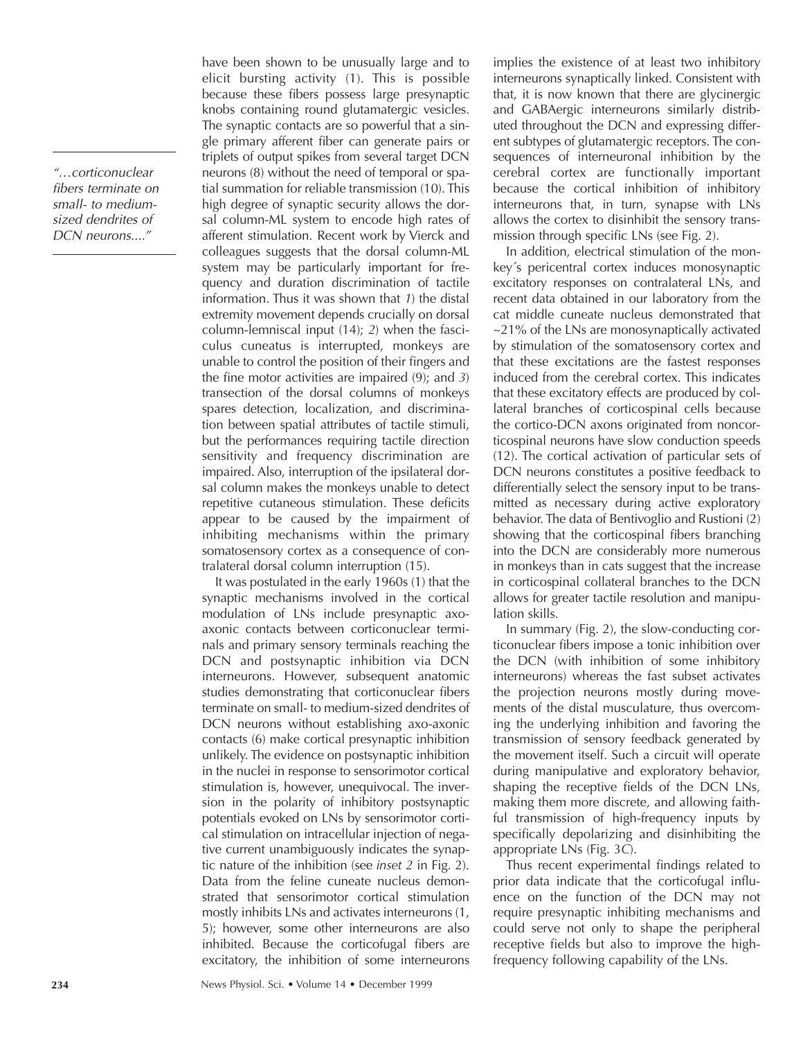have been shown to be unusually large and to elicit bursting activity (1). This is possible because these fibers possess large presynaptic knobs containing round glutamatergic vesicles. The synaptic contacts are so powerful that a single primary afferent fiber can generate pairs or triplets of output spikes from several target DCN neurons (8) without the need of temporal or spatial summation for reliable transmission (10). This high degree of synaptic security allows the dorsal column-ML system to encode high rates of afferent stimulation. Recent work by Vierck and colleagues suggests that the dorsal column-ML system may be particularly important for frequency and duration discrimination of tactile information. Thus it was shown that *1*) the distal extremity movement depends crucially on dorsal column-lemniscal input (14); *2*) when the fasciculus cuneatus is interrupted, monkeys are unable to control the position of their fingers and the fine motor activities are impaired (9); and *3*) transection of the dorsal columns of monkeys spares detection, localization, and discrimination between spatial attributes of tactile stimuli, but the performances requiring tactile direction sensitivity and frequency discrimination are impaired. Also, interruption of the ipsilateral dorsal column makes the monkeys unable to detect repetitive cutaneous stimulation. These deficits appear to be caused by the impairment of inhibiting mechanisms within the primary somatosensory cortex as a consequence of contralateral dorsal column interruption (15).

*"…corticonuclear fibers terminate on small- to medium-sized dendrites of DCN neurons...."*

It was postulated in the early 1960s (1) that the synaptic mechanisms involved in the cortical modulation of LNs include presynaptic axoaxonic contacts between corticonuclear terminals and primary sensory terminals reaching the DCN and postsynaptic inhibition via DCN interneurons. However, subsequent anatomic studies demonstrating that corticonuclear fibers terminate on small- to medium-sized dendrites of DCN neurons without establishing axo-axonic contacts (6) make cortical presynaptic inhibition unlikely. The evidence on postsynaptic inhibition in the nuclei in response to sensorimotor cortical stimulation is, however, unequivocal. The inversion in the polarity of inhibitory postsynaptic potentials evoked on LNs by sensorimotor cortical stimulation on intracellular injection of negative current unambiguously indicates the synaptic nature of the inhibition (see *inset 2* in Fig. 2). Data from the feline cuneate nucleus demonstrated that sensorimotor cortical stimulation mostly inhibits LNs and activates interneurons (1, 5); however, some other interneurons are also inhibited. Because the corticofugal fibers are excitatory, the inhibition of some interneurons implies the existence of at least two inhibitory interneurons synaptically linked. Consistent with that, it is now known that there are glycinergic and GABAergic interneurons similarly distributed throughout the DCN and expressing different subtypes of glutamatergic receptors. The consequences of interneuronal inhibition by the cerebral cortex are functionally important because the cortical inhibition of inhibitory interneurons that, in turn, synapse with LNs allows the cortex to disinhibit the sensory transmission through specific LNs (see Fig. 2).

In addition, electrical stimulation of the monkey´s pericentral cortex induces monosynaptic excitatory responses on contralateral LNs, and recent data obtained in our laboratory from the cat middle cuneate nucleus demonstrated that ~21% of the LNs are monosynaptically activated by stimulation of the somatosensory cortex and that these excitations are the fastest responses induced from the cerebral cortex. This indicates that these excitatory effects are produced by collateral branches of corticospinal cells because the cortico-DCN axons originated from noncorticospinal neurons have slow conduction speeds (12). The cortical activation of particular sets of DCN neurons constitutes a positive feedback to differentially select the sensory input to be transmitted as necessary during active exploratory behavior. The data of Bentivoglio and Rustioni (2) showing that the corticospinal fibers branching into the DCN are considerably more numerous in monkeys than in cats suggest that the increase in corticospinal collateral branches to the DCN allows for greater tactile resolution and manipulation skills.

In summary (Fig. 2), the slow-conducting corticonuclear fibers impose a tonic inhibition over the DCN (with inhibition of some inhibitory interneurons) whereas the fast subset activates the projection neurons mostly during movements of the distal musculature, thus overcoming the underlying inhibition and favoring the transmission of sensory feedback generated by the movement itself. Such a circuit will operate during manipulative and exploratory behavior, shaping the receptive fields of the DCN LNs, making them more discrete, and allowing faithful transmission of high-frequency inputs by specifically depolarizing and disinhibiting the appropriate LNs (Fig. 3*C*).

Thus recent experimental findings related to prior data indicate that the corticofugal influence on the function of the DCN may not require presynaptic inhibiting mechanisms and could serve not only to shape the peripheral receptive fields but also to improve the high-frequency following capability of the LNs.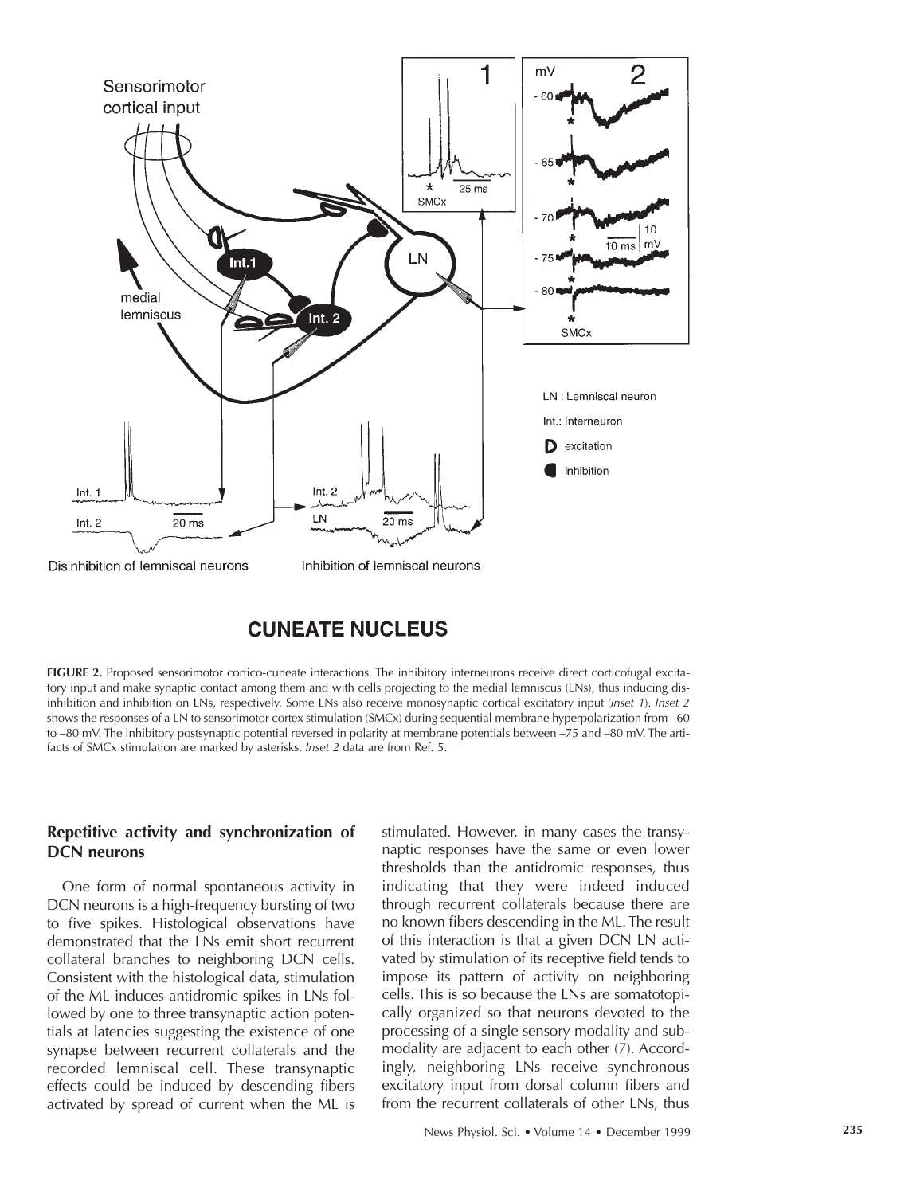**FIGURE 2.** Proposed sensorimotor cortico-cuneate interactions. The inhibitory interneurons receive direct corticofugal excitatory input and make synaptic contact among them and with cells projecting to the medial lemniscus (LNs), thus inducing disinhibition and inhibition on LNs, respectively. Some LNs also receive monosynaptic cortical excitatory input (*inset 1*). *Inset 2* shows the responses of a LN to sensorimotor cortex stimulation (SMCx) during sequential membrane hyperpolarization from –60 to –80 mV. The inhibitory postsynaptic potential reversed in polarity at membrane potentials between –75 and –80 mV. The artifacts of SMCx stimulation are marked by asterisks. *Inset 2* data are from Ref. 5.

## Repetitive activity and synchronization of DCN neurons

One form of normal spontaneous activity in DCN neurons is a high-frequency bursting of two to five spikes. Histological observations have demonstrated that the LNs emit short recurrent collateral branches to neighboring DCN cells. Consistent with the histological data, stimulation of the ML induces antidromic spikes in LNs followed by one to three transynaptic action potentials at latencies suggesting the existence of one synapse between recurrent collaterals and the recorded lemniscal cell. These transynaptic effects could be induced by descending fibers activated by spread of current when the ML is stimulated. However, in many cases the transynaptic responses have the same or even lower thresholds than the antidromic responses, thus indicating that they were indeed induced through recurrent collaterals because there are no known fibers descending in the ML. The result of this interaction is that a given DCN LN activated by stimulation of its receptive field tends to impose its pattern of activity on neighboring cells. This is so because the LNs are somatotopically organized so that neurons devoted to the processing of a single sensory modality and submodality are adjacent to each other (7). Accordingly, neighboring LNs receive synchronous excitatory input from dorsal column fibers and from the recurrent collaterals of other LNs, thus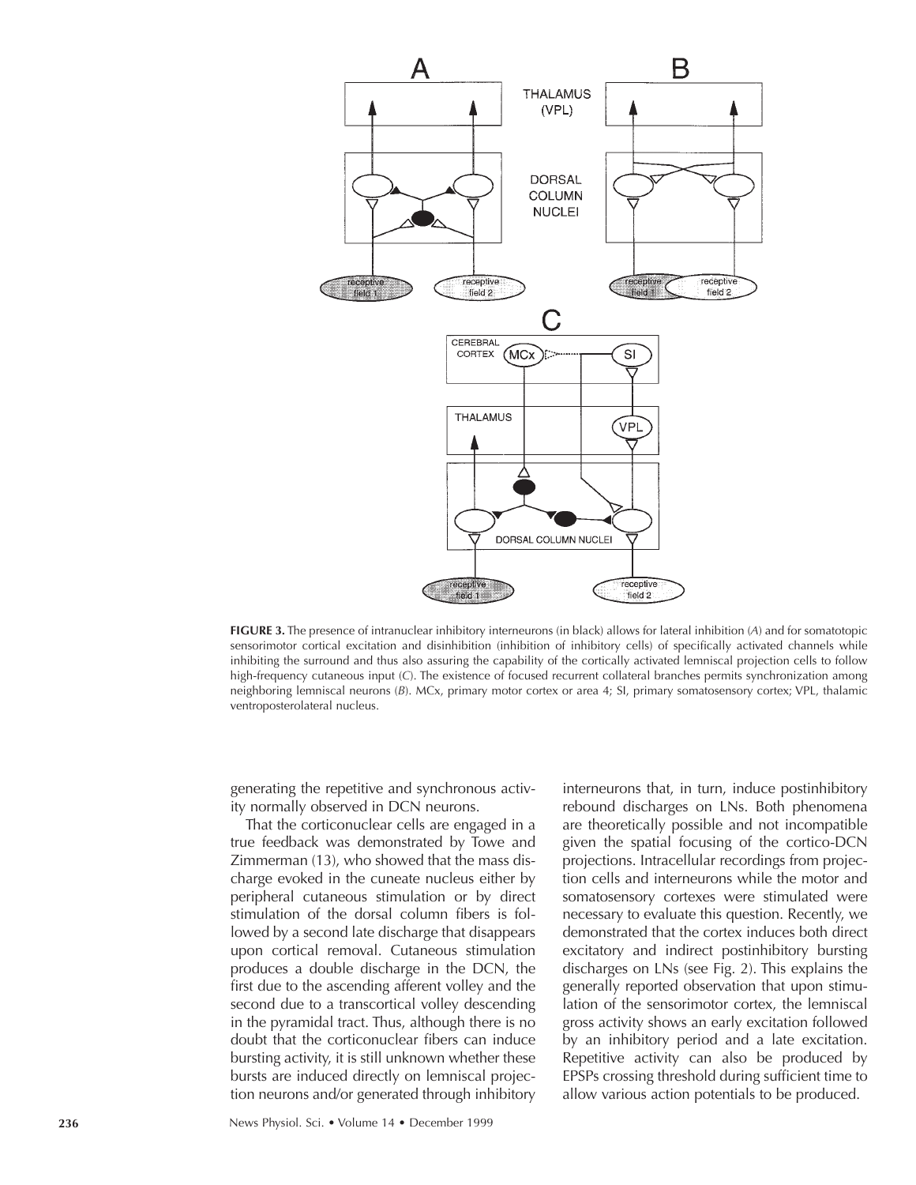**FIGURE 3.** The presence of intranuclear inhibitory interneurons (in black) allows for lateral inhibition (*A*) and for somatotopic sensorimotor cortical excitation and disinhibition (inhibition of inhibitory cells) of specifically activated channels while inhibiting the surround and thus also assuring the capability of the cortically activated lemniscal projection cells to follow high-frequency cutaneous input (*C*). The existence of focused recurrent collateral branches permits synchronization among neighboring lemniscal neurons (*B*). MCx, primary motor cortex or area 4; SI, primary somatosensory cortex; VPL, thalamic ventroposterolateral nucleus.

generating the repetitive and synchronous activity normally observed in DCN neurons.

That the corticonuclear cells are engaged in a true feedback was demonstrated by Towe and Zimmerman (13), who showed that the mass discharge evoked in the cuneate nucleus either by peripheral cutaneous stimulation or by direct stimulation of the dorsal column fibers is followed by a second late discharge that disappears upon cortical removal. Cutaneous stimulation produces a double discharge in the DCN, the first due to the ascending afferent volley and the second due to a transcortical volley descending in the pyramidal tract. Thus, although there is no doubt that the corticonuclear fibers can induce bursting activity, it is still unknown whether these bursts are induced directly on lemniscal projection neurons and/or generated through inhibitory interneurons that, in turn, induce postinhibitory rebound discharges on LNs. Both phenomena are theoretically possible and not incompatible given the spatial focusing of the cortico-DCN projections. Intracellular recordings from projection cells and interneurons while the motor and somatosensory cortexes were stimulated were necessary to evaluate this question. Recently, we demonstrated that the cortex induces both direct excitatory and indirect postinhibitory bursting discharges on LNs (see Fig. 2). This explains the generally reported observation that upon stimulation of the sensorimotor cortex, the lemniscal gross activity shows an early excitation followed by an inhibitory period and a late excitation. Repetitive activity can also be produced by EPSPs crossing threshold during sufficient time to allow various action potentials to be produced.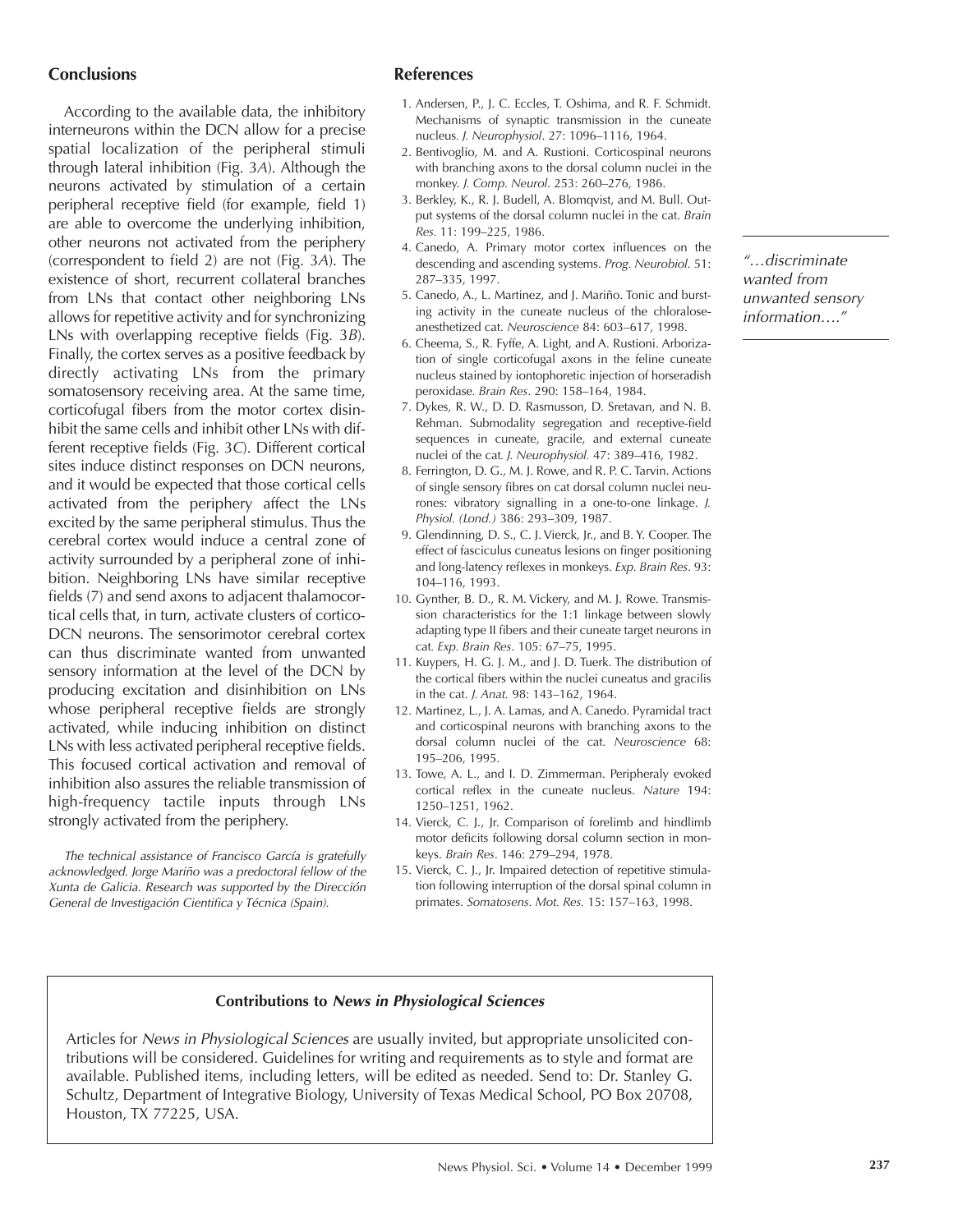## Conclusions

According to the available data, the inhibitory interneurons within the DCN allow for a precise spatial localization of the peripheral stimuli through lateral inhibition (Fig. 3*A*). Although the neurons activated by stimulation of a certain peripheral receptive field (for example, field 1) are able to overcome the underlying inhibition, other neurons not activated from the periphery (correspondent to field 2) are not (Fig. 3*A*). The existence of short, recurrent collateral branches from LNs that contact other neighboring LNs allows for repetitive activity and for synchronizing LNs with overlapping receptive fields (Fig. 3*B*). Finally, the cortex serves as a positive feedback by directly activating LNs from the primary somatosensory receiving area. At the same time, corticofugal fibers from the motor cortex disinhibit the same cells and inhibit other LNs with different receptive fields (Fig. 3*C*). Different cortical sites induce distinct responses on DCN neurons, and it would be expected that those cortical cells activated from the periphery affect the LNs excited by the same peripheral stimulus. Thus the cerebral cortex would induce a central zone of activity surrounded by a peripheral zone of inhibition. Neighboring LNs have similar receptive fields (7) and send axons to adjacent thalamocortical cells that, in turn, activate clusters of cortico-DCN neurons. The sensorimotor cerebral cortex can thus discriminate wanted from unwanted sensory information at the level of the DCN by producing excitation and disinhibition on LNs whose peripheral receptive fields are strongly activated, while inducing inhibition on distinct LNs with less activated peripheral receptive fields. This focused cortical activation and removal of inhibition also assures the reliable transmission of high-frequency tactile inputs through LNs strongly activated from the periphery.

*The technical assistance of Francisco García is gratefully acknowledged. Jorge Mariño was a predoctoral fellow of the Xunta de Galicia. Research was supported by the Dirección General de Investigación Cientifica y Técnica (Spain).*

## References

1. Andersen, P., J. C. Eccles, T. Oshima, and R. F. Schmidt. Mechanisms of synaptic transmission in the cuneate nucleus. *J. Neurophysiol.* 27: 1096–1116, 1964.
2. Bentivoglio, M. and A. Rustioni. Corticospinal neurons with branching axons to the dorsal column nuclei in the monkey. *J. Comp. Neurol.* 253: 260–276, 1986.
3. Berkley, K., R. J. Budell, A. Blomqvist, and M. Bull. Output systems of the dorsal column nuclei in the cat. *Brain Res.* 11: 199–225, 1986.
4. Canedo, A. Primary motor cortex influences on the descending and ascending systems. *Prog. Neurobiol.* 51: 287–335, 1997.
5. Canedo, A., L. Martinez, and J. Mariño. Tonic and bursting activity in the cuneate nucleus of the chloralose-anesthetized cat. *Neuroscience* 84: 603–617, 1998.
6. Cheema, S., R. Fyffe, A. Light, and A. Rustioni. Arborization of single corticofugal axons in the feline cuneate nucleus stained by iontophoretic injection of horseradish peroxidase. *Brain Res.* 290: 158–164, 1984.
7. Dykes, R. W., D. D. Rasmusson, D. Sretavan, and N. B. Rehman. Submodality segregation and receptive-field sequences in cuneate, gracile, and external cuneate nuclei of the cat. *J. Neurophysiol.* 47: 389–416, 1982.
8. Ferrington, D. G., M. J. Rowe, and R. P. C. Tarvin. Actions of single sensory fibres on cat dorsal column nuclei neurones: vibratory signalling in a one-to-one linkage. *J. Physiol. (Lond.)* 386: 293–309, 1987.
9. Glendinning, D. S., C. J. Vierck, Jr., and B. Y. Cooper. The effect of fasciculus cuneatus lesions on finger positioning and long-latency reflexes in monkeys. *Exp. Brain Res.* 93: 104–116, 1993.
10. Gynther, B. D., R. M. Vickery, and M. J. Rowe. Transmission characteristics for the 1:1 linkage between slowly adapting type II fibers and their cuneate target neurons in cat. *Exp. Brain Res.* 105: 67–75, 1995.
11. Kuypers, H. G. J. M., and J. D. Tuerk. The distribution of the cortical fibers within the nuclei cuneatus and gracilis in the cat. *J. Anat.* 98: 143–162, 1964.
12. Martinez, L., J. A. Lamas, and A. Canedo. Pyramidal tract and corticospinal neurons with branching axons to the dorsal column nuclei of the cat. *Neuroscience* 68: 195–206, 1995.
13. Towe, A. L., and I. D. Zimmerman. Peripheraly evoked cortical reflex in the cuneate nucleus. *Nature* 194: 1250–1251, 1962.
14. Vierck, C. J., Jr. Comparison of forelimb and hindlimb motor deficits following dorsal column section in monkeys. *Brain Res.* 146: 279–294, 1978.
15. Vierck, C. J., Jr. Impaired detection of repetitive stimulation following interruption of the dorsal spinal column in primates. *Somatosens. Mot. Res.* 15: 157–163, 1998.

*"…discriminate wanted from unwanted sensory information…."*

### Contributions to *News in Physiological Sciences*

Articles for *News in Physiological Sciences* are usually invited, but appropriate unsolicited contributions will be considered. Guidelines for writing and requirements as to style and format are available. Published items, including letters, will be edited as needed. Send to: Dr. Stanley G. Schultz, Department of Integrative Biology, University of Texas Medical School, PO Box 20708, Houston, TX 77225, USA.